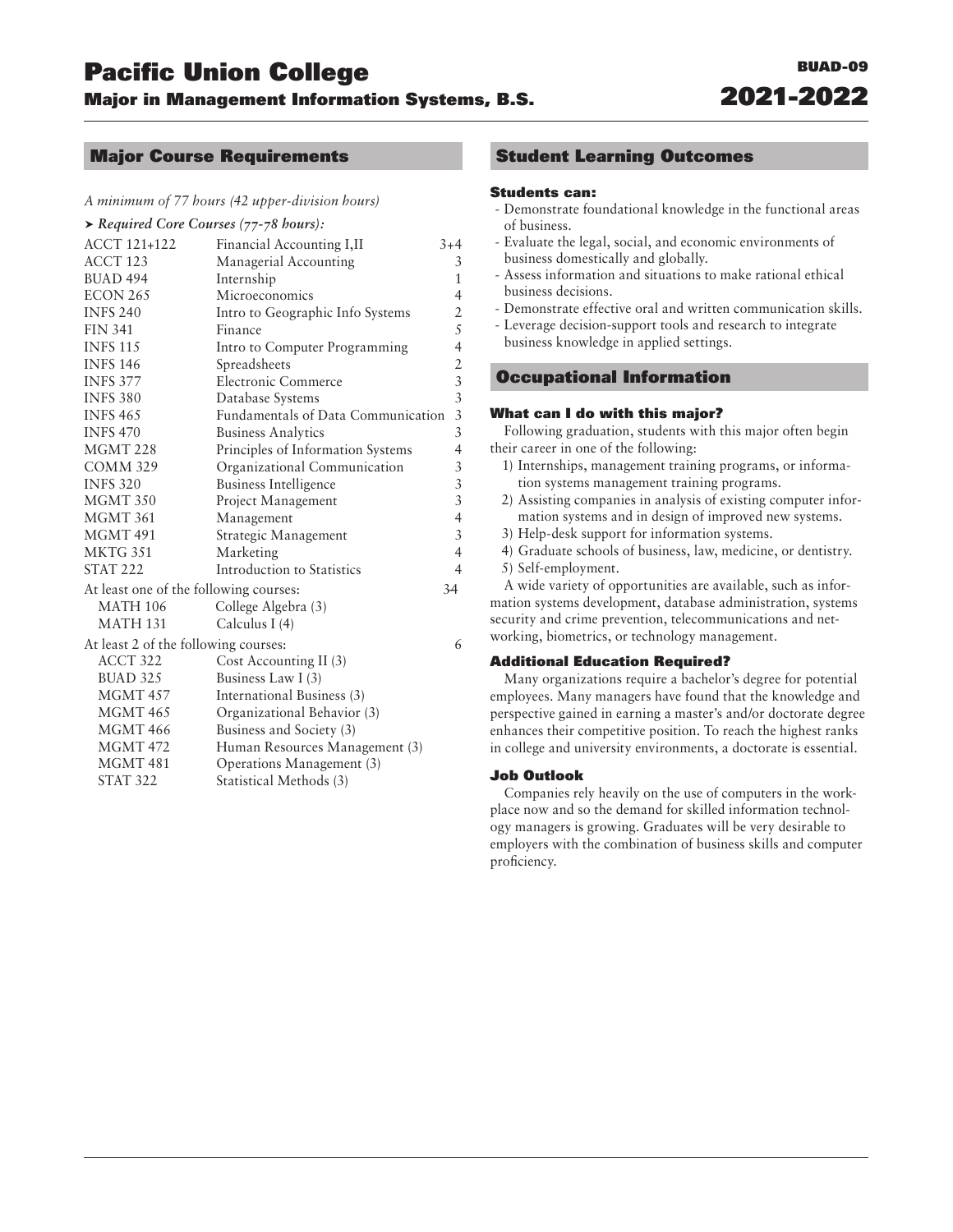# Pacific Union College

## Major in Management Information Systems, B.S.

BUAD-09

2021-2022

## Major Course Requirements

*A minimum of 77 hours (42 upper-division hours)*

➤ ***Required Core Courses (77-78 hours):***

| Course | Title | Hours |
|---|---|---|
| ACCT 121+122 | Financial Accounting I,II | 3+4 |
| ACCT 123 | Managerial Accounting | 3 |
| BUAD 494 | Internship | 1 |
| ECON 265 | Microeconomics | 4 |
| INFS 240 | Intro to Geographic Info Systems | 2 |
| FIN 341 | Finance | 5 |
| INFS 115 | Intro to Computer Programming | 4 |
| INFS 146 | Spreadsheets | 2 |
| INFS 377 | Electronic Commerce | 3 |
| INFS 380 | Database Systems | 3 |
| INFS 465 | Fundamentals of Data Communication | 3 |
| INFS 470 | Business Analytics | 3 |
| MGMT 228 | Principles of Information Systems | 4 |
| COMM 329 | Organizational Communication | 3 |
| INFS 320 | Business Intelligence | 3 |
| MGMT 350 | Project Management | 3 |
| MGMT 361 | Management | 4 |
| MGMT 491 | Strategic Management | 3 |
| MKTG 351 | Marketing | 4 |
| STAT 222 | Introduction to Statistics | 4 |

At least one of the following courses: 34

- MATH 106 College Algebra (3)
- MATH 131 Calculus I (4)

At least 2 of the following courses: 6

- ACCT 322 Cost Accounting II (3)
- BUAD 325 Business Law I (3)
- MGMT 457 International Business (3)
- MGMT 465 Organizational Behavior (3)
- MGMT 466 Business and Society (3)
- MGMT 472 Human Resources Management (3)
- MGMT 481 Operations Management (3)
- STAT 322 Statistical Methods (3)

## Student Learning Outcomes

### Students can:

- Demonstrate foundational knowledge in the functional areas of business.
- Evaluate the legal, social, and economic environments of business domestically and globally.
- Assess information and situations to make rational ethical business decisions.
- Demonstrate effective oral and written communication skills.
- Leverage decision-support tools and research to integrate business knowledge in applied settings.

## Occupational Information

### What can I do with this major?

Following graduation, students with this major often begin their career in one of the following:

1) Internships, management training programs, or information systems management training programs.
2) Assisting companies in analysis of existing computer information systems and in design of improved new systems.
3) Help-desk support for information systems.
4) Graduate schools of business, law, medicine, or dentistry.
5) Self-employment.

A wide variety of opportunities are available, such as information systems development, database administration, systems security and crime prevention, telecommunications and networking, biometrics, or technology management.

### Additional Education Required?

Many organizations require a bachelor's degree for potential employees. Many managers have found that the knowledge and perspective gained in earning a master's and/or doctorate degree enhances their competitive position. To reach the highest ranks in college and university environments, a doctorate is essential.

### Job Outlook

Companies rely heavily on the use of computers in the workplace now and so the demand for skilled information technology managers is growing. Graduates will be very desirable to employers with the combination of business skills and computer proficiency.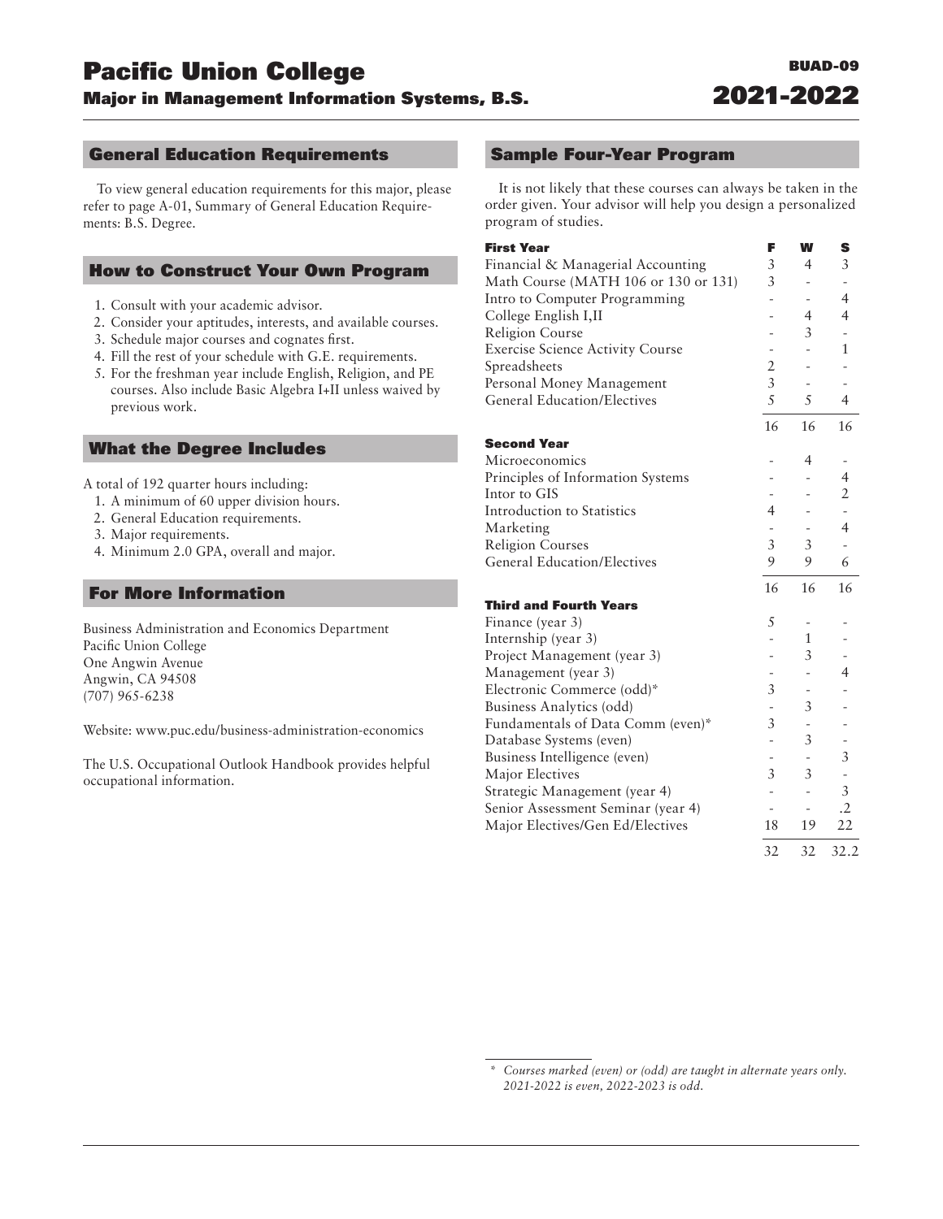# Pacific Union College

## Major in Management Information Systems, B.S.

BUAD-09

**2021-2022**

### General Education Requirements

To view general education requirements for this major, please refer to page A-01, Summary of General Education Requirements: B.S. Degree.

### How to Construct Your Own Program

1. Consult with your academic advisor.
2. Consider your aptitudes, interests, and available courses.
3. Schedule major courses and cognates first.
4. Fill the rest of your schedule with G.E. requirements.
5. For the freshman year include English, Religion, and PE courses. Also include Basic Algebra I+II unless waived by previous work.

### What the Degree Includes

A total of 192 quarter hours including:

1. A minimum of 60 upper division hours.
2. General Education requirements.
3. Major requirements.
4. Minimum 2.0 GPA, overall and major.

### For More Information

Business Administration and Economics Department
Pacific Union College
One Angwin Avenue
Angwin, CA 94508
(707) 965-6238

Website: www.puc.edu/business-administration-economics

The U.S. Occupational Outlook Handbook provides helpful occupational information.

### Sample Four-Year Program

It is not likely that these courses can always be taken in the order given. Your advisor will help you design a personalized program of studies.

| **First Year** | **F** | **W** | **S** |
|---|---|---|---|
| Financial & Managerial Accounting | 3 | 4 | 3 |
| Math Course (MATH 106 or 130 or 131) | 3 | - | - |
| Intro to Computer Programming | - | - | 4 |
| College English I,II | - | 4 | 4 |
| Religion Course | - | 3 | - |
| Exercise Science Activity Course | - | - | 1 |
| Spreadsheets | 2 | - | - |
| Personal Money Management | 3 | - | - |
| General Education/Electives | 5 | 5 | 4 |
| | 16 | 16 | 16 |
| **Second Year** | | | |
| Microeconomics | - | 4 | - |
| Principles of Information Systems | - | - | 4 |
| Intor to GIS | - | - | 2 |
| Introduction to Statistics | 4 | - | - |
| Marketing | - | - | 4 |
| Religion Courses | 3 | 3 | - |
| General Education/Electives | 9 | 9 | 6 |
| | 16 | 16 | 16 |
| **Third and Fourth Years** | | | |
| Finance (year 3) | 5 | - | - |
| Internship (year 3) | - | 1 | - |
| Project Management (year 3) | - | 3 | - |
| Management (year 3) | - | - | 4 |
| Electronic Commerce (odd)* | 3 | - | - |
| Business Analytics (odd) | - | 3 | - |
| Fundamentals of Data Comm (even)* | 3 | - | - |
| Database Systems (even) | - | 3 | - |
| Business Intelligence (even) | - | - | 3 |
| Major Electives | 3 | 3 | - |
| Strategic Management (year 4) | - | - | 3 |
| Senior Assessment Seminar (year 4) | - | - | .2 |
| Major Electives/Gen Ed/Electives | 18 | 19 | 22 |
| | 32 | 32 | 32.2 |

\* *Courses marked (even) or (odd) are taught in alternate years only. 2021-2022 is even, 2022-2023 is odd.*